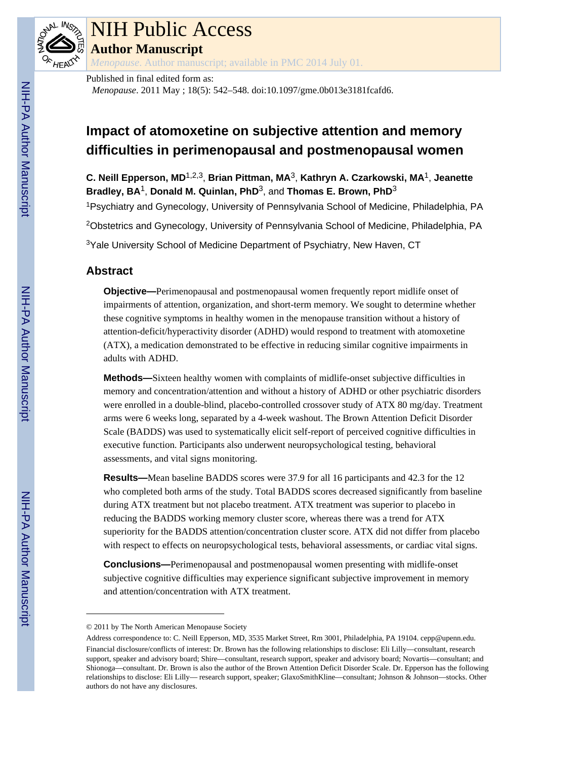# NIH Public Access

## Author Manuscript

*Menopause*. Author manuscript; available in PMC 2014 July 01.

Published in final edited form as:

*Menopause*. 2011 May ; 18(5): 542–548. doi:10.1097/gme.0b013e3181fcafd6.

# Impact of atomoxetine on subjective attention and memory difficulties in perimenopausal and postmenopausal women

**C. Neill Epperson, MD**[1,2,3], **Brian Pittman, MA**[3], **Kathryn A. Czarkowski, MA**[1], **Jeanette Bradley, BA**[1], **Donald M. Quinlan, PhD**[3], and **Thomas E. Brown, PhD**[3]

[1]Psychiatry and Gynecology, University of Pennsylvania School of Medicine, Philadelphia, PA

[2]Obstetrics and Gynecology, University of Pennsylvania School of Medicine, Philadelphia, PA

[3]Yale University School of Medicine Department of Psychiatry, New Haven, CT

## Abstract

**Objective—**Perimenopausal and postmenopausal women frequently report midlife onset of impairments of attention, organization, and short-term memory. We sought to determine whether these cognitive symptoms in healthy women in the menopause transition without a history of attention-deficit/hyperactivity disorder (ADHD) would respond to treatment with atomoxetine (ATX), a medication demonstrated to be effective in reducing similar cognitive impairments in adults with ADHD.

**Methods—**Sixteen healthy women with complaints of midlife-onset subjective difficulties in memory and concentration/attention and without a history of ADHD or other psychiatric disorders were enrolled in a double-blind, placebo-controlled crossover study of ATX 80 mg/day. Treatment arms were 6 weeks long, separated by a 4-week washout. The Brown Attention Deficit Disorder Scale (BADDS) was used to systematically elicit self-report of perceived cognitive difficulties in executive function. Participants also underwent neuropsychological testing, behavioral assessments, and vital signs monitoring.

**Results—**Mean baseline BADDS scores were 37.9 for all 16 participants and 42.3 for the 12 who completed both arms of the study. Total BADDS scores decreased significantly from baseline during ATX treatment but not placebo treatment. ATX treatment was superior to placebo in reducing the BADDS working memory cluster score, whereas there was a trend for ATX superiority for the BADDS attention/concentration cluster score. ATX did not differ from placebo with respect to effects on neuropsychological tests, behavioral assessments, or cardiac vital signs.

**Conclusions—**Perimenopausal and postmenopausal women presenting with midlife-onset subjective cognitive difficulties may experience significant subjective improvement in memory and attention/concentration with ATX treatment.

---

© 2011 by The North American Menopause Society

Address correspondence to: C. Neill Epperson, MD, 3535 Market Street, Rm 3001, Philadelphia, PA 19104. cepp@upenn.edu.

Financial disclosure/conflicts of interest: Dr. Brown has the following relationships to disclose: Eli Lilly—consultant, research support, speaker and advisory board; Shire—consultant, research support, speaker and advisory board; Novartis—consultant; and Shionoga—consultant. Dr. Brown is also the author of the Brown Attention Deficit Disorder Scale. Dr. Epperson has the following relationships to disclose: Eli Lilly— research support, speaker; GlaxoSmithKline—consultant; Johnson & Johnson—stocks. Other authors do not have any disclosures.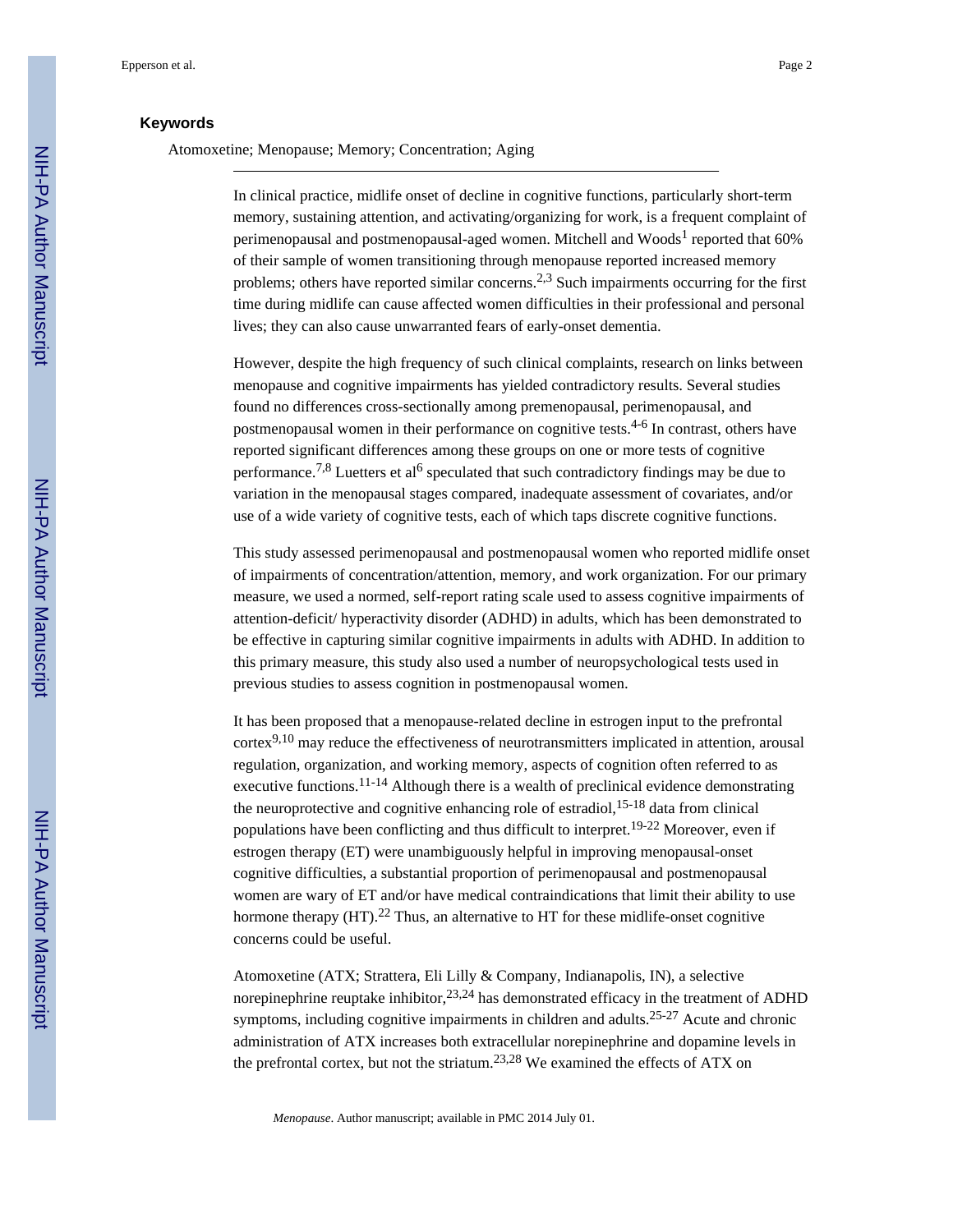### Keywords

Atomoxetine; Menopause; Memory; Concentration; Aging

In clinical practice, midlife onset of decline in cognitive functions, particularly short-term memory, sustaining attention, and activating/organizing for work, is a frequent complaint of perimenopausal and postmenopausal-aged women. Mitchell and Woods[1] reported that 60% of their sample of women transitioning through menopause reported increased memory problems; others have reported similar concerns.[2,3] Such impairments occurring for the first time during midlife can cause affected women difficulties in their professional and personal lives; they can also cause unwarranted fears of early-onset dementia.

However, despite the high frequency of such clinical complaints, research on links between menopause and cognitive impairments has yielded contradictory results. Several studies found no differences cross-sectionally among premenopausal, perimenopausal, and postmenopausal women in their performance on cognitive tests.[4-6] In contrast, others have reported significant differences among these groups on one or more tests of cognitive performance.[7,8] Luetters et al[6] speculated that such contradictory findings may be due to variation in the menopausal stages compared, inadequate assessment of covariates, and/or use of a wide variety of cognitive tests, each of which taps discrete cognitive functions.

This study assessed perimenopausal and postmenopausal women who reported midlife onset of impairments of concentration/attention, memory, and work organization. For our primary measure, we used a normed, self-report rating scale used to assess cognitive impairments of attention-deficit/ hyperactivity disorder (ADHD) in adults, which has been demonstrated to be effective in capturing similar cognitive impairments in adults with ADHD. In addition to this primary measure, this study also used a number of neuropsychological tests used in previous studies to assess cognition in postmenopausal women.

It has been proposed that a menopause-related decline in estrogen input to the prefrontal cortex[9,10] may reduce the effectiveness of neurotransmitters implicated in attention, arousal regulation, organization, and working memory, aspects of cognition often referred to as executive functions.[11-14] Although there is a wealth of preclinical evidence demonstrating the neuroprotective and cognitive enhancing role of estradiol,[15-18] data from clinical populations have been conflicting and thus difficult to interpret.[19-22] Moreover, even if estrogen therapy (ET) were unambiguously helpful in improving menopausal-onset cognitive difficulties, a substantial proportion of perimenopausal and postmenopausal women are wary of ET and/or have medical contraindications that limit their ability to use hormone therapy (HT).[22] Thus, an alternative to HT for these midlife-onset cognitive concerns could be useful.

Atomoxetine (ATX; Strattera, Eli Lilly & Company, Indianapolis, IN), a selective norepinephrine reuptake inhibitor,[23,24] has demonstrated efficacy in the treatment of ADHD symptoms, including cognitive impairments in children and adults.[25-27] Acute and chronic administration of ATX increases both extracellular norepinephrine and dopamine levels in the prefrontal cortex, but not the striatum.[23,28] We examined the effects of ATX on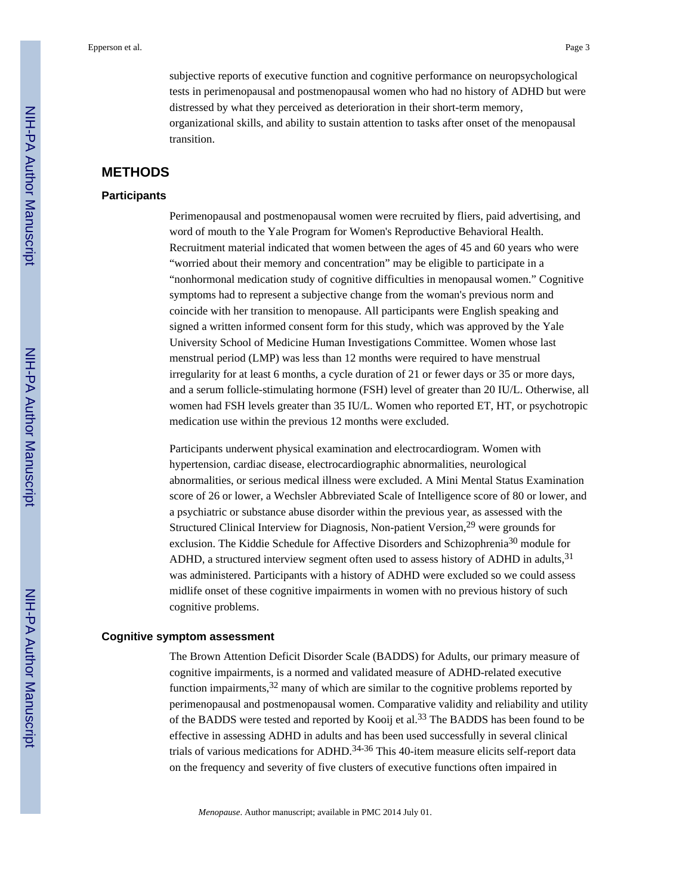subjective reports of executive function and cognitive performance on neuropsychological tests in perimenopausal and postmenopausal women who had no history of ADHD but were distressed by what they perceived as deterioration in their short-term memory, organizational skills, and ability to sustain attention to tasks after onset of the menopausal transition.

## METHODS

### Participants

Perimenopausal and postmenopausal women were recruited by fliers, paid advertising, and word of mouth to the Yale Program for Women's Reproductive Behavioral Health. Recruitment material indicated that women between the ages of 45 and 60 years who were "worried about their memory and concentration" may be eligible to participate in a "nonhormonal medication study of cognitive difficulties in menopausal women." Cognitive symptoms had to represent a subjective change from the woman's previous norm and coincide with her transition to menopause. All participants were English speaking and signed a written informed consent form for this study, which was approved by the Yale University School of Medicine Human Investigations Committee. Women whose last menstrual period (LMP) was less than 12 months were required to have menstrual irregularity for at least 6 months, a cycle duration of 21 or fewer days or 35 or more days, and a serum follicle-stimulating hormone (FSH) level of greater than 20 IU/L. Otherwise, all women had FSH levels greater than 35 IU/L. Women who reported ET, HT, or psychotropic medication use within the previous 12 months were excluded.

Participants underwent physical examination and electrocardiogram. Women with hypertension, cardiac disease, electrocardiographic abnormalities, neurological abnormalities, or serious medical illness were excluded. A Mini Mental Status Examination score of 26 or lower, a Wechsler Abbreviated Scale of Intelligence score of 80 or lower, and a psychiatric or substance abuse disorder within the previous year, as assessed with the Structured Clinical Interview for Diagnosis, Non-patient Version,[29] were grounds for exclusion. The Kiddie Schedule for Affective Disorders and Schizophrenia[30] module for ADHD, a structured interview segment often used to assess history of ADHD in adults,[31] was administered. Participants with a history of ADHD were excluded so we could assess midlife onset of these cognitive impairments in women with no previous history of such cognitive problems.

### Cognitive symptom assessment

The Brown Attention Deficit Disorder Scale (BADDS) for Adults, our primary measure of cognitive impairments, is a normed and validated measure of ADHD-related executive function impairments,[32] many of which are similar to the cognitive problems reported by perimenopausal and postmenopausal women. Comparative validity and reliability and utility of the BADDS were tested and reported by Kooij et al.[33] The BADDS has been found to be effective in assessing ADHD in adults and has been used successfully in several clinical trials of various medications for ADHD.[34-36] This 40-item measure elicits self-report data on the frequency and severity of five clusters of executive functions often impaired in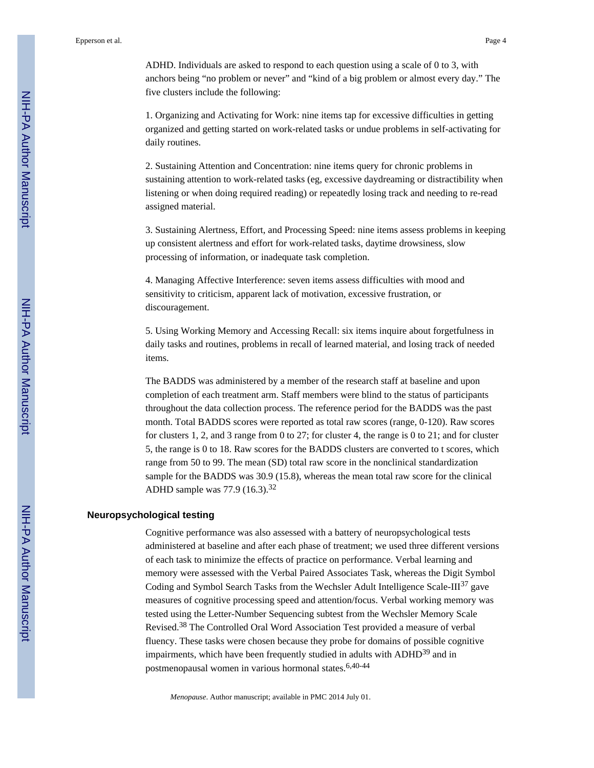ADHD. Individuals are asked to respond to each question using a scale of 0 to 3, with anchors being "no problem or never" and "kind of a big problem or almost every day." The five clusters include the following:

1. Organizing and Activating for Work: nine items tap for excessive difficulties in getting organized and getting started on work-related tasks or undue problems in self-activating for daily routines.

2. Sustaining Attention and Concentration: nine items query for chronic problems in sustaining attention to work-related tasks (eg, excessive daydreaming or distractibility when listening or when doing required reading) or repeatedly losing track and needing to re-read assigned material.

3. Sustaining Alertness, Effort, and Processing Speed: nine items assess problems in keeping up consistent alertness and effort for work-related tasks, daytime drowsiness, slow processing of information, or inadequate task completion.

4. Managing Affective Interference: seven items assess difficulties with mood and sensitivity to criticism, apparent lack of motivation, excessive frustration, or discouragement.

5. Using Working Memory and Accessing Recall: six items inquire about forgetfulness in daily tasks and routines, problems in recall of learned material, and losing track of needed items.

The BADDS was administered by a member of the research staff at baseline and upon completion of each treatment arm. Staff members were blind to the status of participants throughout the data collection process. The reference period for the BADDS was the past month. Total BADDS scores were reported as total raw scores (range, 0-120). Raw scores for clusters 1, 2, and 3 range from 0 to 27; for cluster 4, the range is 0 to 21; and for cluster 5, the range is 0 to 18. Raw scores for the BADDS clusters are converted to t scores, which range from 50 to 99. The mean (SD) total raw score in the nonclinical standardization sample for the BADDS was 30.9 (15.8), whereas the mean total raw score for the clinical ADHD sample was 77.9 (16.3).[32]

### Neuropsychological testing

Cognitive performance was also assessed with a battery of neuropsychological tests administered at baseline and after each phase of treatment; we used three different versions of each task to minimize the effects of practice on performance. Verbal learning and memory were assessed with the Verbal Paired Associates Task, whereas the Digit Symbol Coding and Symbol Search Tasks from the Wechsler Adult Intelligence Scale-III[37] gave measures of cognitive processing speed and attention/focus. Verbal working memory was tested using the Letter-Number Sequencing subtest from the Wechsler Memory Scale Revised.[38] The Controlled Oral Word Association Test provided a measure of verbal fluency. These tasks were chosen because they probe for domains of possible cognitive impairments, which have been frequently studied in adults with ADHD[39] and in postmenopausal women in various hormonal states.[6,40-44]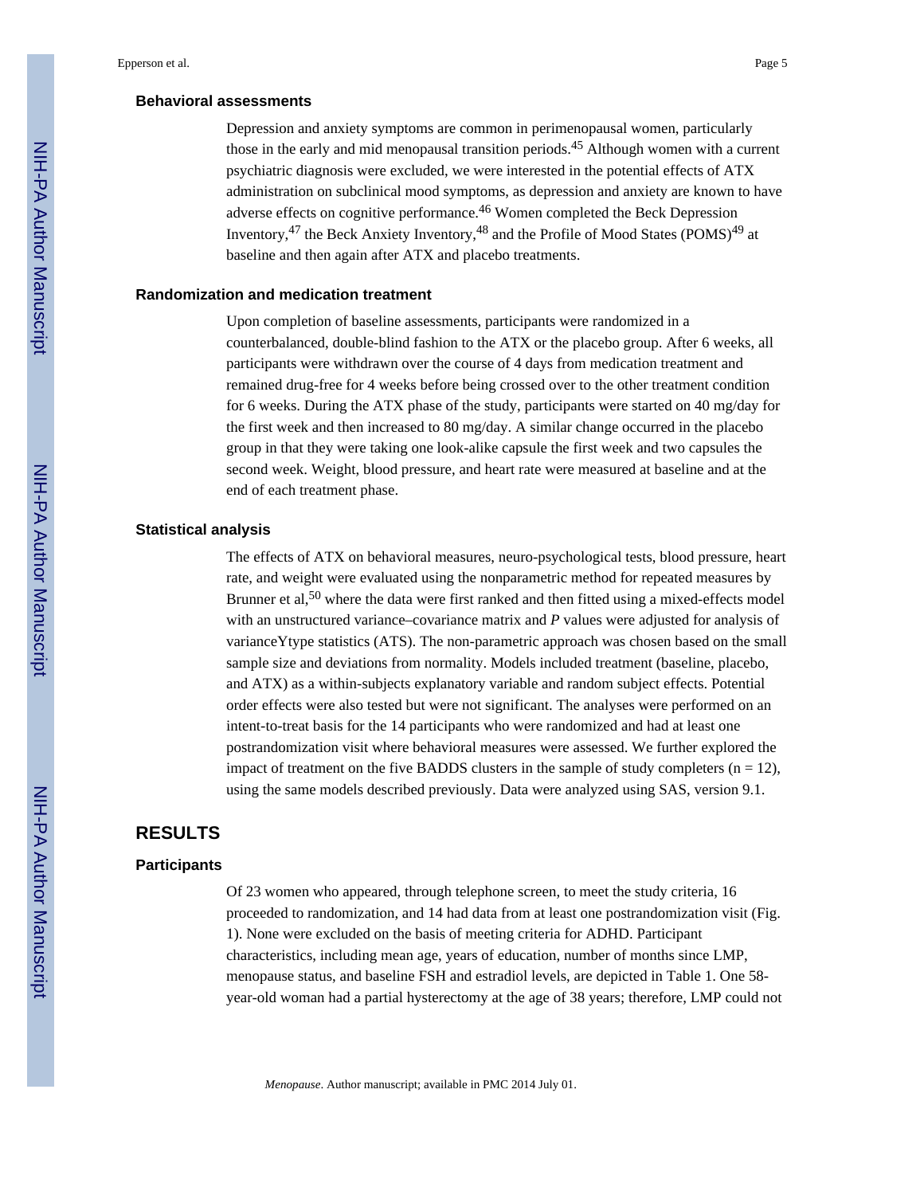### Behavioral assessments

Depression and anxiety symptoms are common in perimenopausal women, particularly those in the early and mid menopausal transition periods.[45] Although women with a current psychiatric diagnosis were excluded, we were interested in the potential effects of ATX administration on subclinical mood symptoms, as depression and anxiety are known to have adverse effects on cognitive performance.[46] Women completed the Beck Depression Inventory,[47] the Beck Anxiety Inventory,[48] and the Profile of Mood States (POMS)[49] at baseline and then again after ATX and placebo treatments.

### Randomization and medication treatment

Upon completion of baseline assessments, participants were randomized in a counterbalanced, double-blind fashion to the ATX or the placebo group. After 6 weeks, all participants were withdrawn over the course of 4 days from medication treatment and remained drug-free for 4 weeks before being crossed over to the other treatment condition for 6 weeks. During the ATX phase of the study, participants were started on 40 mg/day for the first week and then increased to 80 mg/day. A similar change occurred in the placebo group in that they were taking one look-alike capsule the first week and two capsules the second week. Weight, blood pressure, and heart rate were measured at baseline and at the end of each treatment phase.

### Statistical analysis

The effects of ATX on behavioral measures, neuro-psychological tests, blood pressure, heart rate, and weight were evaluated using the nonparametric method for repeated measures by Brunner et al,[50] where the data were first ranked and then fitted using a mixed-effects model with an unstructured variance–covariance matrix and *P* values were adjusted for analysis of varianceYtype statistics (ATS). The non-parametric approach was chosen based on the small sample size and deviations from normality. Models included treatment (baseline, placebo, and ATX) as a within-subjects explanatory variable and random subject effects. Potential order effects were also tested but were not significant. The analyses were performed on an intent-to-treat basis for the 14 participants who were randomized and had at least one postrandomization visit where behavioral measures were assessed. We further explored the impact of treatment on the five BADDS clusters in the sample of study completers (n = 12), using the same models described previously. Data were analyzed using SAS, version 9.1.

## RESULTS

### Participants

Of 23 women who appeared, through telephone screen, to meet the study criteria, 16 proceeded to randomization, and 14 had data from at least one postrandomization visit (Fig. 1). None were excluded on the basis of meeting criteria for ADHD. Participant characteristics, including mean age, years of education, number of months since LMP, menopause status, and baseline FSH and estradiol levels, are depicted in Table 1. One 58-year-old woman had a partial hysterectomy at the age of 38 years; therefore, LMP could not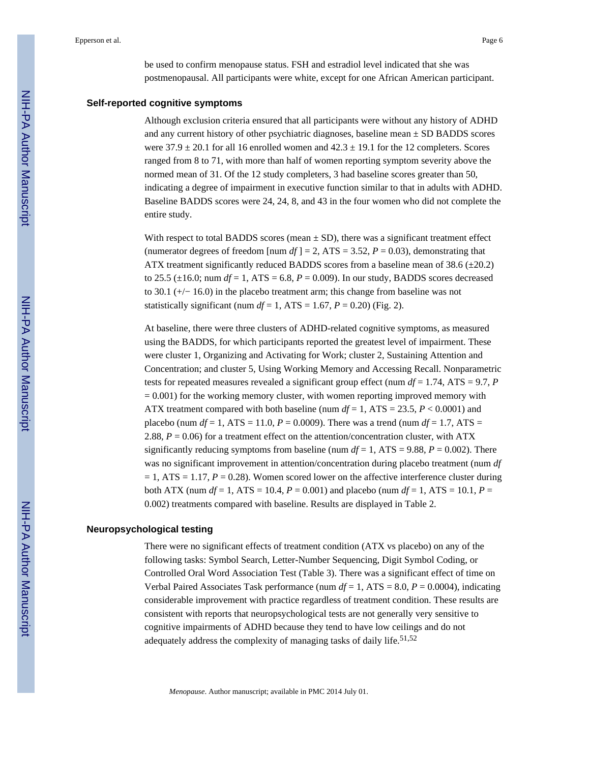be used to confirm menopause status. FSH and estradiol level indicated that she was postmenopausal. All participants were white, except for one African American participant.

### Self-reported cognitive symptoms

Although exclusion criteria ensured that all participants were without any history of ADHD and any current history of other psychiatric diagnoses, baseline mean ± SD BADDS scores were 37.9 ± 20.1 for all 16 enrolled women and 42.3 ± 19.1 for the 12 completers. Scores ranged from 8 to 71, with more than half of women reporting symptom severity above the normed mean of 31. Of the 12 study completers, 3 had baseline scores greater than 50, indicating a degree of impairment in executive function similar to that in adults with ADHD. Baseline BADDS scores were 24, 24, 8, and 43 in the four women who did not complete the entire study.

With respect to total BADDS scores (mean ± SD), there was a significant treatment effect (numerator degrees of freedom [num *df* ] = 2, ATS = 3.52, $P = 0.03$), demonstrating that ATX treatment significantly reduced BADDS scores from a baseline mean of 38.6 (±20.2) to 25.5 (±16.0; num *df* = 1, ATS = 6.8, $P = 0.009$). In our study, BADDS scores decreased to 30.1 (+/− 16.0) in the placebo treatment arm; this change from baseline was not statistically significant (num *df* = 1, ATS = 1.67, $P = 0.20$) (Fig. 2).

At baseline, there were three clusters of ADHD-related cognitive symptoms, as measured using the BADDS, for which participants reported the greatest level of impairment. These were cluster 1, Organizing and Activating for Work; cluster 2, Sustaining Attention and Concentration; and cluster 5, Using Working Memory and Accessing Recall. Nonparametric tests for repeated measures revealed a significant group effect (num *df* = 1.74, ATS = 9.7, $P = 0.001$) for the working memory cluster, with women reporting improved memory with ATX treatment compared with both baseline (num *df* = 1, ATS = 23.5, $P < 0.0001$) and placebo (num *df* = 1, ATS = 11.0, $P = 0.0009$). There was a trend (num *df* = 1.7, ATS = 2.88, $P = 0.06$) for a treatment effect on the attention/concentration cluster, with ATX significantly reducing symptoms from baseline (num *df* = 1, ATS = 9.88, $P = 0.002$). There was no significant improvement in attention/concentration during placebo treatment (num *df* = 1, ATS = 1.17, $P = 0.28$). Women scored lower on the affective interference cluster during both ATX (num *df* = 1, ATS = 10.4, $P = 0.001$) and placebo (num *df* = 1, ATS = 10.1, $P = 0.002$) treatments compared with baseline. Results are displayed in Table 2.

### Neuropsychological testing

There were no significant effects of treatment condition (ATX vs placebo) on any of the following tasks: Symbol Search, Letter-Number Sequencing, Digit Symbol Coding, or Controlled Oral Word Association Test (Table 3). There was a significant effect of time on Verbal Paired Associates Task performance (num *df* = 1, ATS = 8.0, $P = 0.0004$), indicating considerable improvement with practice regardless of treatment condition. These results are consistent with reports that neuropsychological tests are not generally very sensitive to cognitive impairments of ADHD because they tend to have low ceilings and do not adequately address the complexity of managing tasks of daily life.[51,52]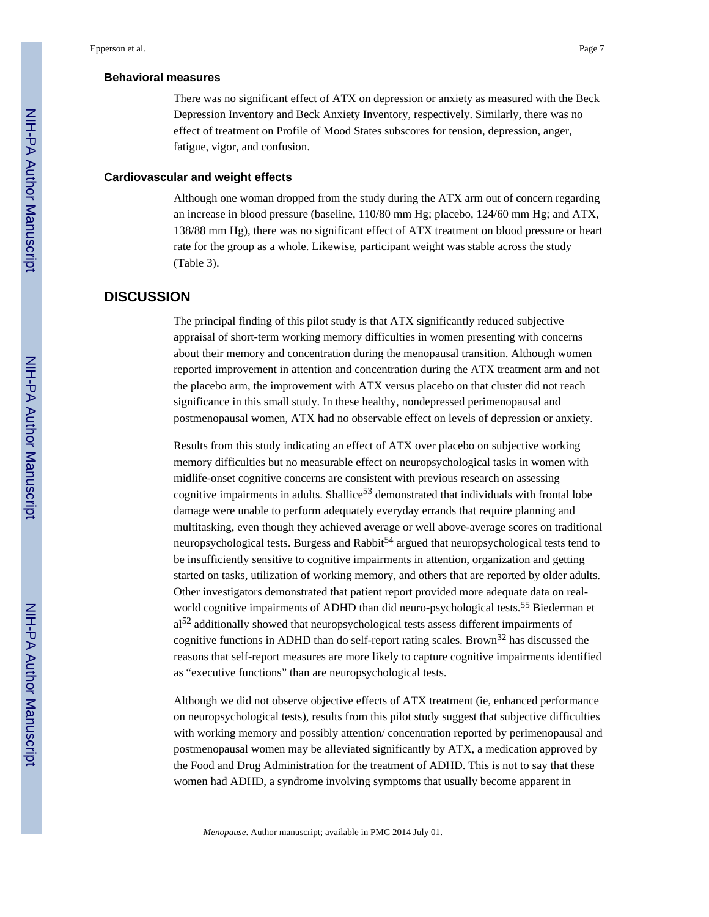### Behavioral measures

There was no significant effect of ATX on depression or anxiety as measured with the Beck Depression Inventory and Beck Anxiety Inventory, respectively. Similarly, there was no effect of treatment on Profile of Mood States subscores for tension, depression, anger, fatigue, vigor, and confusion.

### Cardiovascular and weight effects

Although one woman dropped from the study during the ATX arm out of concern regarding an increase in blood pressure (baseline, 110/80 mm Hg; placebo, 124/60 mm Hg; and ATX, 138/88 mm Hg), there was no significant effect of ATX treatment on blood pressure or heart rate for the group as a whole. Likewise, participant weight was stable across the study (Table 3).

## DISCUSSION

The principal finding of this pilot study is that ATX significantly reduced subjective appraisal of short-term working memory difficulties in women presenting with concerns about their memory and concentration during the menopausal transition. Although women reported improvement in attention and concentration during the ATX treatment arm and not the placebo arm, the improvement with ATX versus placebo on that cluster did not reach significance in this small study. In these healthy, nondepressed perimenopausal and postmenopausal women, ATX had no observable effect on levels of depression or anxiety.

Results from this study indicating an effect of ATX over placebo on subjective working memory difficulties but no measurable effect on neuropsychological tasks in women with midlife-onset cognitive concerns are consistent with previous research on assessing cognitive impairments in adults. Shallice[53] demonstrated that individuals with frontal lobe damage were unable to perform adequately everyday errands that require planning and multitasking, even though they achieved average or well above-average scores on traditional neuropsychological tests. Burgess and Rabbit[54] argued that neuropsychological tests tend to be insufficiently sensitive to cognitive impairments in attention, organization and getting started on tasks, utilization of working memory, and others that are reported by older adults. Other investigators demonstrated that patient report provided more adequate data on real-world cognitive impairments of ADHD than did neuro-psychological tests.[55] Biederman et al[52] additionally showed that neuropsychological tests assess different impairments of cognitive functions in ADHD than do self-report rating scales. Brown[32] has discussed the reasons that self-report measures are more likely to capture cognitive impairments identified as "executive functions" than are neuropsychological tests.

Although we did not observe objective effects of ATX treatment (ie, enhanced performance on neuropsychological tests), results from this pilot study suggest that subjective difficulties with working memory and possibly attention/ concentration reported by perimenopausal and postmenopausal women may be alleviated significantly by ATX, a medication approved by the Food and Drug Administration for the treatment of ADHD. This is not to say that these women had ADHD, a syndrome involving symptoms that usually become apparent in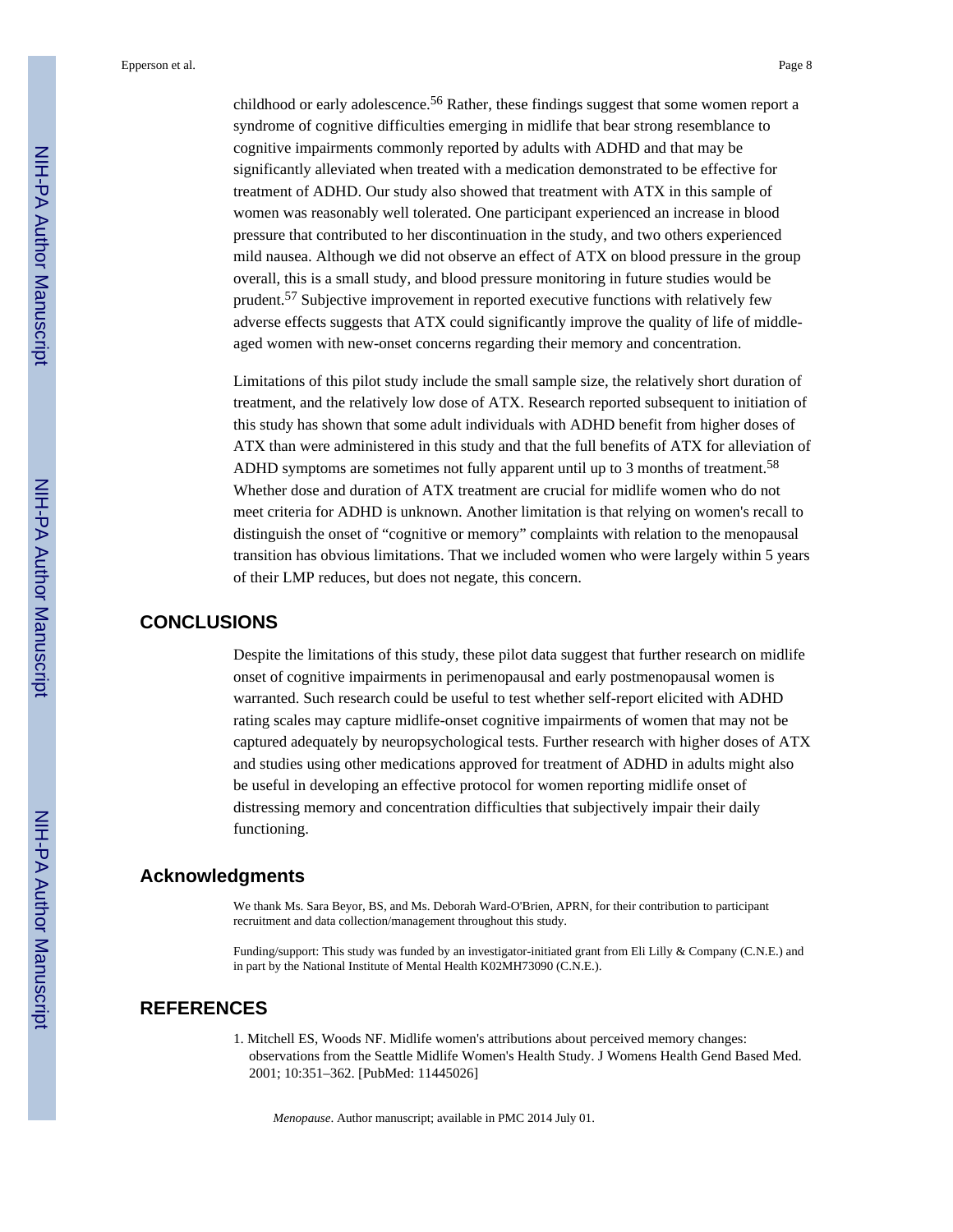childhood or early adolescence.[56] Rather, these findings suggest that some women report a syndrome of cognitive difficulties emerging in midlife that bear strong resemblance to cognitive impairments commonly reported by adults with ADHD and that may be significantly alleviated when treated with a medication demonstrated to be effective for treatment of ADHD. Our study also showed that treatment with ATX in this sample of women was reasonably well tolerated. One participant experienced an increase in blood pressure that contributed to her discontinuation in the study, and two others experienced mild nausea. Although we did not observe an effect of ATX on blood pressure in the group overall, this is a small study, and blood pressure monitoring in future studies would be prudent.[57] Subjective improvement in reported executive functions with relatively few adverse effects suggests that ATX could significantly improve the quality of life of middle-aged women with new-onset concerns regarding their memory and concentration.

Limitations of this pilot study include the small sample size, the relatively short duration of treatment, and the relatively low dose of ATX. Research reported subsequent to initiation of this study has shown that some adult individuals with ADHD benefit from higher doses of ATX than were administered in this study and that the full benefits of ATX for alleviation of ADHD symptoms are sometimes not fully apparent until up to 3 months of treatment.[58] Whether dose and duration of ATX treatment are crucial for midlife women who do not meet criteria for ADHD is unknown. Another limitation is that relying on women's recall to distinguish the onset of "cognitive or memory" complaints with relation to the menopausal transition has obvious limitations. That we included women who were largely within 5 years of their LMP reduces, but does not negate, this concern.

## CONCLUSIONS

Despite the limitations of this study, these pilot data suggest that further research on midlife onset of cognitive impairments in perimenopausal and early postmenopausal women is warranted. Such research could be useful to test whether self-report elicited with ADHD rating scales may capture midlife-onset cognitive impairments of women that may not be captured adequately by neuropsychological tests. Further research with higher doses of ATX and studies using other medications approved for treatment of ADHD in adults might also be useful in developing an effective protocol for women reporting midlife onset of distressing memory and concentration difficulties that subjectively impair their daily functioning.

## Acknowledgments

We thank Ms. Sara Beyor, BS, and Ms. Deborah Ward-O'Brien, APRN, for their contribution to participant recruitment and data collection/management throughout this study.

Funding/support: This study was funded by an investigator-initiated grant from Eli Lilly & Company (C.N.E.) and in part by the National Institute of Mental Health K02MH73090 (C.N.E.).

## REFERENCES

1. Mitchell ES, Woods NF. Midlife women's attributions about perceived memory changes: observations from the Seattle Midlife Women's Health Study. J Womens Health Gend Based Med. 2001; 10:351–362. [PubMed: 11445026]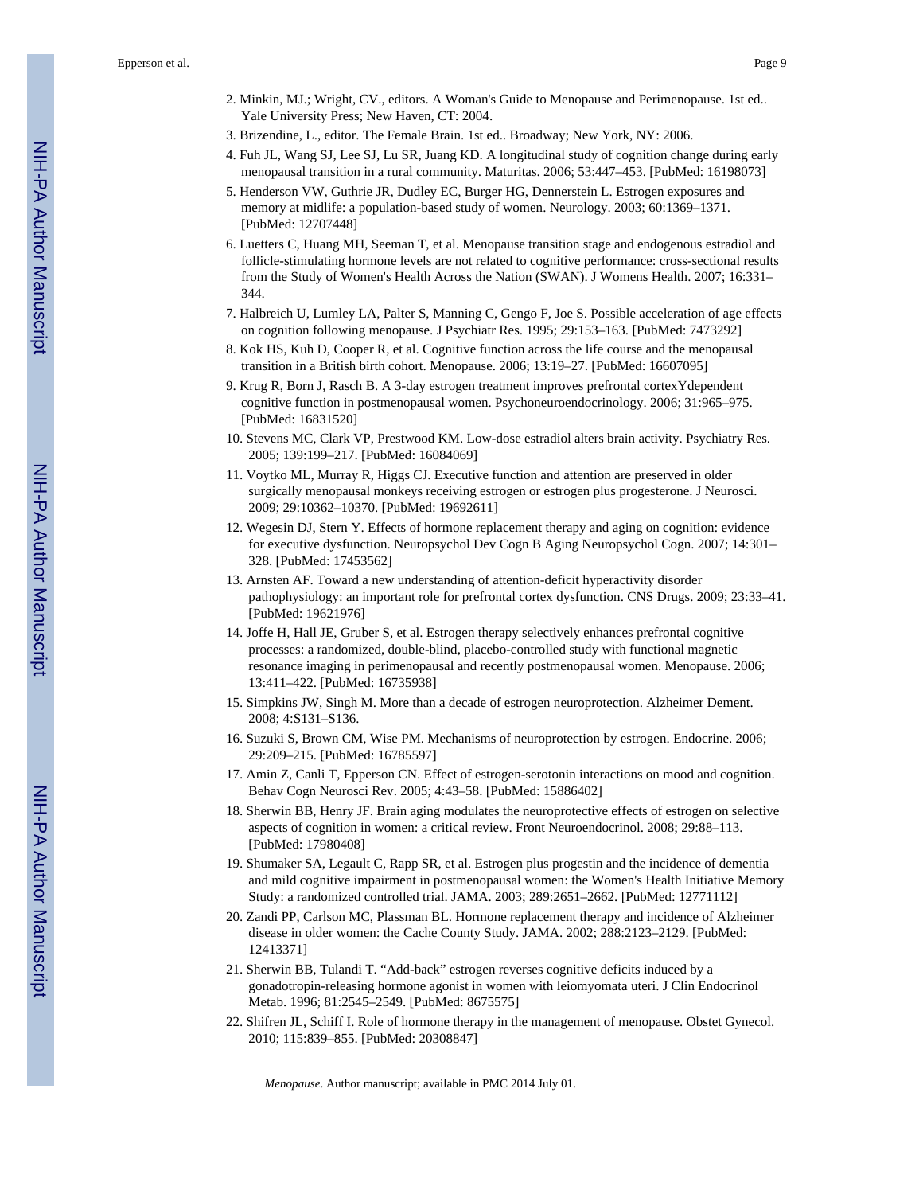2. Minkin, MJ.; Wright, CV., editors. A Woman's Guide to Menopause and Perimenopause. 1st ed.. Yale University Press; New Haven, CT: 2004.
3. Brizendine, L., editor. The Female Brain. 1st ed.. Broadway; New York, NY: 2006.
4. Fuh JL, Wang SJ, Lee SJ, Lu SR, Juang KD. A longitudinal study of cognition change during early menopausal transition in a rural community. Maturitas. 2006; 53:447–453. [PubMed: 16198073]
5. Henderson VW, Guthrie JR, Dudley EC, Burger HG, Dennerstein L. Estrogen exposures and memory at midlife: a population-based study of women. Neurology. 2003; 60:1369–1371. [PubMed: 12707448]
6. Luetters C, Huang MH, Seeman T, et al. Menopause transition stage and endogenous estradiol and follicle-stimulating hormone levels are not related to cognitive performance: cross-sectional results from the Study of Women's Health Across the Nation (SWAN). J Womens Health. 2007; 16:331–344.
7. Halbreich U, Lumley LA, Palter S, Manning C, Gengo F, Joe S. Possible acceleration of age effects on cognition following menopause. J Psychiatr Res. 1995; 29:153–163. [PubMed: 7473292]
8. Kok HS, Kuh D, Cooper R, et al. Cognitive function across the life course and the menopausal transition in a British birth cohort. Menopause. 2006; 13:19–27. [PubMed: 16607095]
9. Krug R, Born J, Rasch B. A 3-day estrogen treatment improves prefrontal cortexYdependent cognitive function in postmenopausal women. Psychoneuroendocrinology. 2006; 31:965–975. [PubMed: 16831520]
10. Stevens MC, Clark VP, Prestwood KM. Low-dose estradiol alters brain activity. Psychiatry Res. 2005; 139:199–217. [PubMed: 16084069]
11. Voytko ML, Murray R, Higgs CJ. Executive function and attention are preserved in older surgically menopausal monkeys receiving estrogen or estrogen plus progesterone. J Neurosci. 2009; 29:10362–10370. [PubMed: 19692611]
12. Wegesin DJ, Stern Y. Effects of hormone replacement therapy and aging on cognition: evidence for executive dysfunction. Neuropsychol Dev Cogn B Aging Neuropsychol Cogn. 2007; 14:301–328. [PubMed: 17453562]
13. Arnsten AF. Toward a new understanding of attention-deficit hyperactivity disorder pathophysiology: an important role for prefrontal cortex dysfunction. CNS Drugs. 2009; 23:33–41. [PubMed: 19621976]
14. Joffe H, Hall JE, Gruber S, et al. Estrogen therapy selectively enhances prefrontal cognitive processes: a randomized, double-blind, placebo-controlled study with functional magnetic resonance imaging in perimenopausal and recently postmenopausal women. Menopause. 2006; 13:411–422. [PubMed: 16735938]
15. Simpkins JW, Singh M. More than a decade of estrogen neuroprotection. Alzheimer Dement. 2008; 4:S131–S136.
16. Suzuki S, Brown CM, Wise PM. Mechanisms of neuroprotection by estrogen. Endocrine. 2006; 29:209–215. [PubMed: 16785597]
17. Amin Z, Canli T, Epperson CN. Effect of estrogen-serotonin interactions on mood and cognition. Behav Cogn Neurosci Rev. 2005; 4:43–58. [PubMed: 15886402]
18. Sherwin BB, Henry JF. Brain aging modulates the neuroprotective effects of estrogen on selective aspects of cognition in women: a critical review. Front Neuroendocrinol. 2008; 29:88–113. [PubMed: 17980408]
19. Shumaker SA, Legault C, Rapp SR, et al. Estrogen plus progestin and the incidence of dementia and mild cognitive impairment in postmenopausal women: the Women's Health Initiative Memory Study: a randomized controlled trial. JAMA. 2003; 289:2651–2662. [PubMed: 12771112]
20. Zandi PP, Carlson MC, Plassman BL. Hormone replacement therapy and incidence of Alzheimer disease in older women: the Cache County Study. JAMA. 2002; 288:2123–2129. [PubMed: 12413371]
21. Sherwin BB, Tulandi T. "Add-back" estrogen reverses cognitive deficits induced by a gonadotropin-releasing hormone agonist in women with leiomyomata uteri. J Clin Endocrinol Metab. 1996; 81:2545–2549. [PubMed: 8675575]
22. Shifren JL, Schiff I. Role of hormone therapy in the management of menopause. Obstet Gynecol. 2010; 115:839–855. [PubMed: 20308847]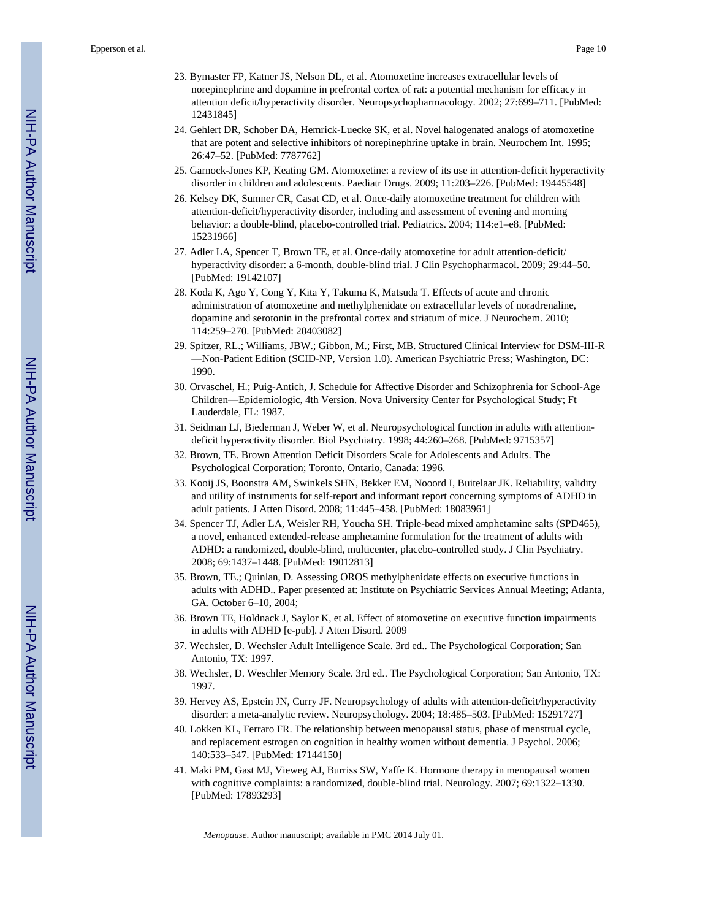23. Bymaster FP, Katner JS, Nelson DL, et al. Atomoxetine increases extracellular levels of norepinephrine and dopamine in prefrontal cortex of rat: a potential mechanism for efficacy in attention deficit/hyperactivity disorder. Neuropsychopharmacology. 2002; 27:699–711. [PubMed: 12431845]
24. Gehlert DR, Schober DA, Hemrick-Luecke SK, et al. Novel halogenated analogs of atomoxetine that are potent and selective inhibitors of norepinephrine uptake in brain. Neurochem Int. 1995; 26:47–52. [PubMed: 7787762]
25. Garnock-Jones KP, Keating GM. Atomoxetine: a review of its use in attention-deficit hyperactivity disorder in children and adolescents. Paediatr Drugs. 2009; 11:203–226. [PubMed: 19445548]
26. Kelsey DK, Sumner CR, Casat CD, et al. Once-daily atomoxetine treatment for children with attention-deficit/hyperactivity disorder, including and assessment of evening and morning behavior: a double-blind, placebo-controlled trial. Pediatrics. 2004; 114:e1–e8. [PubMed: 15231966]
27. Adler LA, Spencer T, Brown TE, et al. Once-daily atomoxetine for adult attention-deficit/hyperactivity disorder: a 6-month, double-blind trial. J Clin Psychopharmacol. 2009; 29:44–50. [PubMed: 19142107]
28. Koda K, Ago Y, Cong Y, Kita Y, Takuma K, Matsuda T. Effects of acute and chronic administration of atomoxetine and methylphenidate on extracellular levels of noradrenaline, dopamine and serotonin in the prefrontal cortex and striatum of mice. J Neurochem. 2010; 114:259–270. [PubMed: 20403082]
29. Spitzer, RL.; Williams, JBW.; Gibbon, M.; First, MB. Structured Clinical Interview for DSM-III-R—Non-Patient Edition (SCID-NP, Version 1.0). American Psychiatric Press; Washington, DC: 1990.
30. Orvaschel, H.; Puig-Antich, J. Schedule for Affective Disorder and Schizophrenia for School-Age Children—Epidemiologic, 4th Version. Nova University Center for Psychological Study; Ft Lauderdale, FL: 1987.
31. Seidman LJ, Biederman J, Weber W, et al. Neuropsychological function in adults with attention-deficit hyperactivity disorder. Biol Psychiatry. 1998; 44:260–268. [PubMed: 9715357]
32. Brown, TE. Brown Attention Deficit Disorders Scale for Adolescents and Adults. The Psychological Corporation; Toronto, Ontario, Canada: 1996.
33. Kooij JS, Boonstra AM, Swinkels SHN, Bekker EM, Nooord I, Buitelaar JK. Reliability, validity and utility of instruments for self-report and informant report concerning symptoms of ADHD in adult patients. J Atten Disord. 2008; 11:445–458. [PubMed: 18083961]
34. Spencer TJ, Adler LA, Weisler RH, Youcha SH. Triple-bead mixed amphetamine salts (SPD465), a novel, enhanced extended-release amphetamine formulation for the treatment of adults with ADHD: a randomized, double-blind, multicenter, placebo-controlled study. J Clin Psychiatry. 2008; 69:1437–1448. [PubMed: 19012813]
35. Brown, TE.; Quinlan, D. Assessing OROS methylphenidate effects on executive functions in adults with ADHD.. Paper presented at: Institute on Psychiatric Services Annual Meeting; Atlanta, GA. October 6–10, 2004;
36. Brown TE, Holdnack J, Saylor K, et al. Effect of atomoxetine on executive function impairments in adults with ADHD [e-pub]. J Atten Disord. 2009
37. Wechsler, D. Wechsler Adult Intelligence Scale. 3rd ed.. The Psychological Corporation; San Antonio, TX: 1997.
38. Wechsler, D. Weschler Memory Scale. 3rd ed.. The Psychological Corporation; San Antonio, TX: 1997.
39. Hervey AS, Epstein JN, Curry JF. Neuropsychology of adults with attention-deficit/hyperactivity disorder: a meta-analytic review. Neuropsychology. 2004; 18:485–503. [PubMed: 15291727]
40. Lokken KL, Ferraro FR. The relationship between menopausal status, phase of menstrual cycle, and replacement estrogen on cognition in healthy women without dementia. J Psychol. 2006; 140:533–547. [PubMed: 17144150]
41. Maki PM, Gast MJ, Vieweg AJ, Burriss SW, Yaffe K. Hormone therapy in menopausal women with cognitive complaints: a randomized, double-blind trial. Neurology. 2007; 69:1322–1330. [PubMed: 17893293]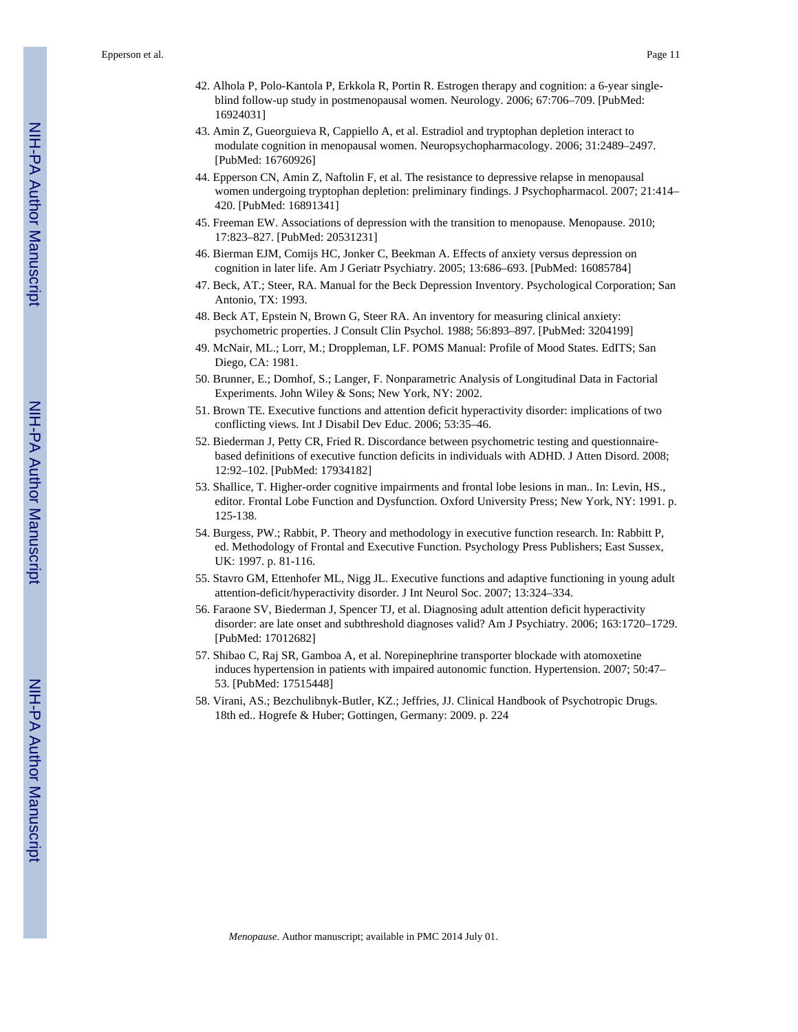42. Alhola P, Polo-Kantola P, Erkkola R, Portin R. Estrogen therapy and cognition: a 6-year single-blind follow-up study in postmenopausal women. Neurology. 2006; 67:706–709. [PubMed: 16924031]
43. Amin Z, Gueorguieva R, Cappiello A, et al. Estradiol and tryptophan depletion interact to modulate cognition in menopausal women. Neuropsychopharmacology. 2006; 31:2489–2497. [PubMed: 16760926]
44. Epperson CN, Amin Z, Naftolin F, et al. The resistance to depressive relapse in menopausal women undergoing tryptophan depletion: preliminary findings. J Psychopharmacol. 2007; 21:414–420. [PubMed: 16891341]
45. Freeman EW. Associations of depression with the transition to menopause. Menopause. 2010; 17:823–827. [PubMed: 20531231]
46. Bierman EJM, Comijs HC, Jonker C, Beekman A. Effects of anxiety versus depression on cognition in later life. Am J Geriatr Psychiatry. 2005; 13:686–693. [PubMed: 16085784]
47. Beck, AT.; Steer, RA. Manual for the Beck Depression Inventory. Psychological Corporation; San Antonio, TX: 1993.
48. Beck AT, Epstein N, Brown G, Steer RA. An inventory for measuring clinical anxiety: psychometric properties. J Consult Clin Psychol. 1988; 56:893–897. [PubMed: 3204199]
49. McNair, ML.; Lorr, M.; Droppleman, LF. POMS Manual: Profile of Mood States. EdITS; San Diego, CA: 1981.
50. Brunner, E.; Domhof, S.; Langer, F. Nonparametric Analysis of Longitudinal Data in Factorial Experiments. John Wiley & Sons; New York, NY: 2002.
51. Brown TE. Executive functions and attention deficit hyperactivity disorder: implications of two conflicting views. Int J Disabil Dev Educ. 2006; 53:35–46.
52. Biederman J, Petty CR, Fried R. Discordance between psychometric testing and questionnaire-based definitions of executive function deficits in individuals with ADHD. J Atten Disord. 2008; 12:92–102. [PubMed: 17934182]
53. Shallice, T. Higher-order cognitive impairments and frontal lobe lesions in man.. In: Levin, HS., editor. Frontal Lobe Function and Dysfunction. Oxford University Press; New York, NY: 1991. p. 125-138.
54. Burgess, PW.; Rabbit, P. Theory and methodology in executive function research. In: Rabbitt P, ed. Methodology of Frontal and Executive Function. Psychology Press Publishers; East Sussex, UK: 1997. p. 81-116.
55. Stavro GM, Ettenhofer ML, Nigg JL. Executive functions and adaptive functioning in young adult attention-deficit/hyperactivity disorder. J Int Neurol Soc. 2007; 13:324–334.
56. Faraone SV, Biederman J, Spencer TJ, et al. Diagnosing adult attention deficit hyperactivity disorder: are late onset and subthreshold diagnoses valid? Am J Psychiatry. 2006; 163:1720–1729. [PubMed: 17012682]
57. Shibao C, Raj SR, Gamboa A, et al. Norepinephrine transporter blockade with atomoxetine induces hypertension in patients with impaired autonomic function. Hypertension. 2007; 50:47–53. [PubMed: 17515448]
58. Virani, AS.; Bezchulibnyk-Butler, KZ.; Jeffries, JJ. Clinical Handbook of Psychotropic Drugs. 18th ed.. Hogrefe & Huber; Gottingen, Germany: 2009. p. 224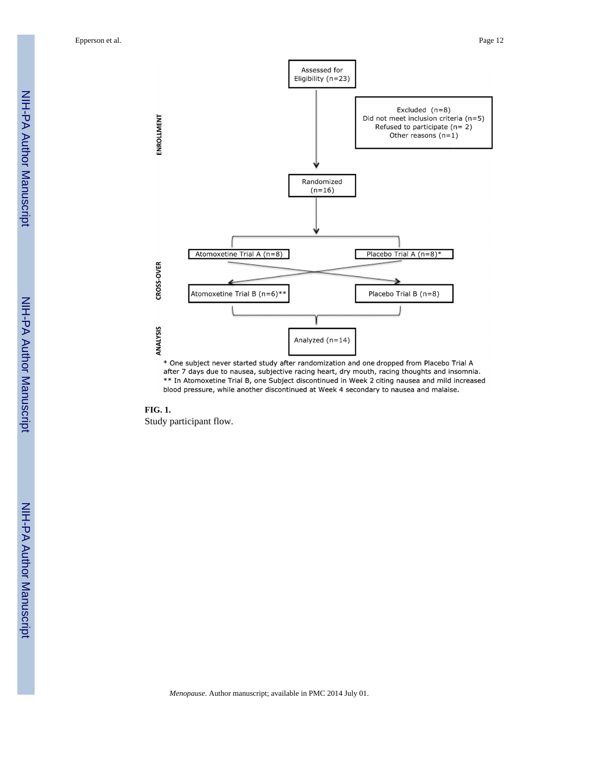ENROLLMENT

Assessed for Eligibility (n=23)

Excluded (n=8)
Did not meet inclusion criteria (n=5)
Refused to participate (n= 2)
Other reasons (n=1)

Randomized (n=16)

CROSS-OVER

Atomoxetine Trial A (n=8)

Placebo Trial A (n=8)*

Atomoxetine Trial B (n=6)**

Placebo Trial B (n=8)

ANALYSIS

Analyzed (n=14)

* One subject never started study after randomization and one dropped from Placebo Trial A after 7 days due to nausea, subjective racing heart, dry mouth, racing thoughts and insomnia.
** In Atomoxetine Trial B, one Subject discontinued in Week 2 citing nausea and mild increased blood pressure, while another discontinued at Week 4 secondary to nausea and malaise.

**FIG. 1.**

Study participant flow.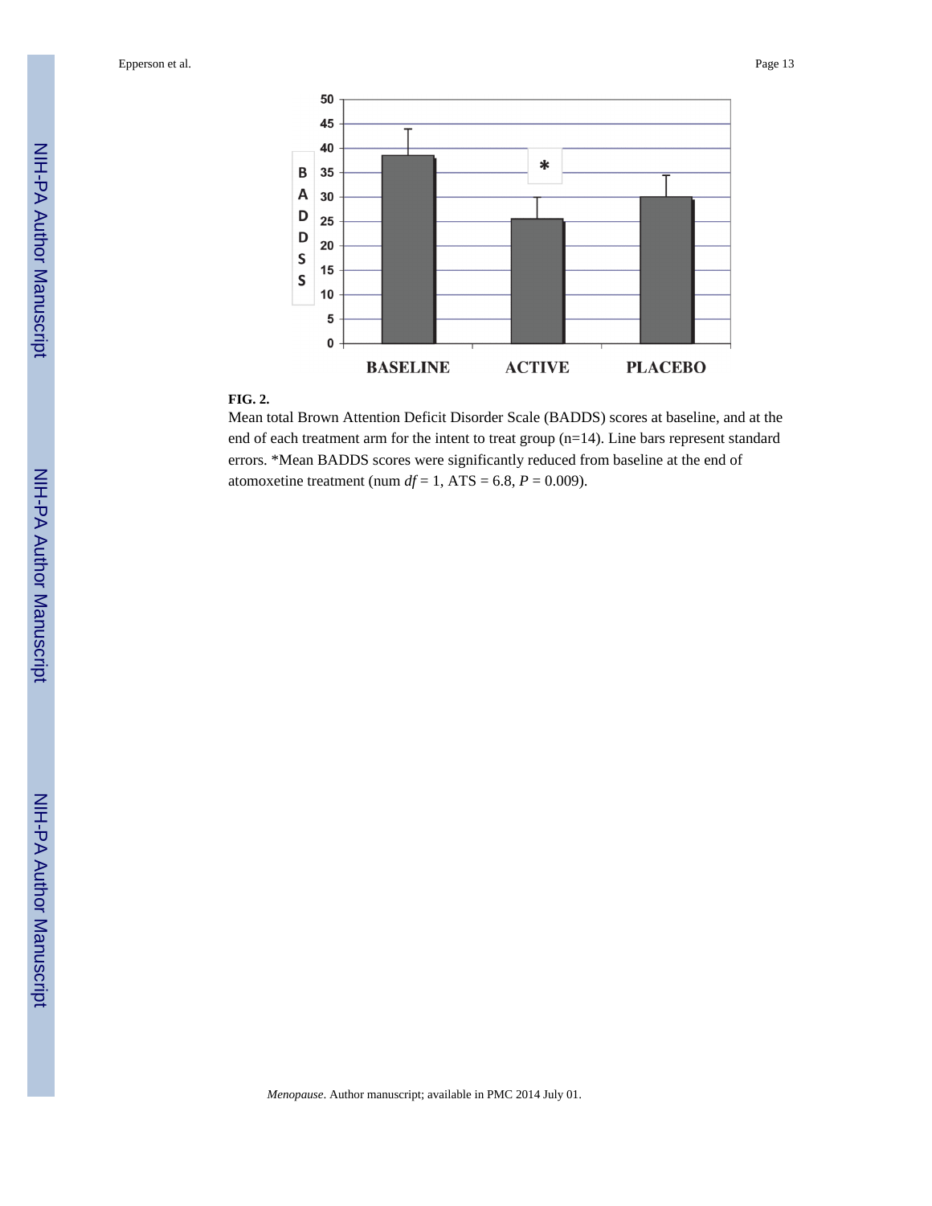**FIG. 2.**

Mean total Brown Attention Deficit Disorder Scale (BADDS) scores at baseline, and at the end of each treatment arm for the intent to treat group (n=14). Line bars represent standard errors. *Mean BADDS scores were significantly reduced from baseline at the end of atomoxetine treatment (num $df = 1$, ATS = 6.8, $P = 0.009$).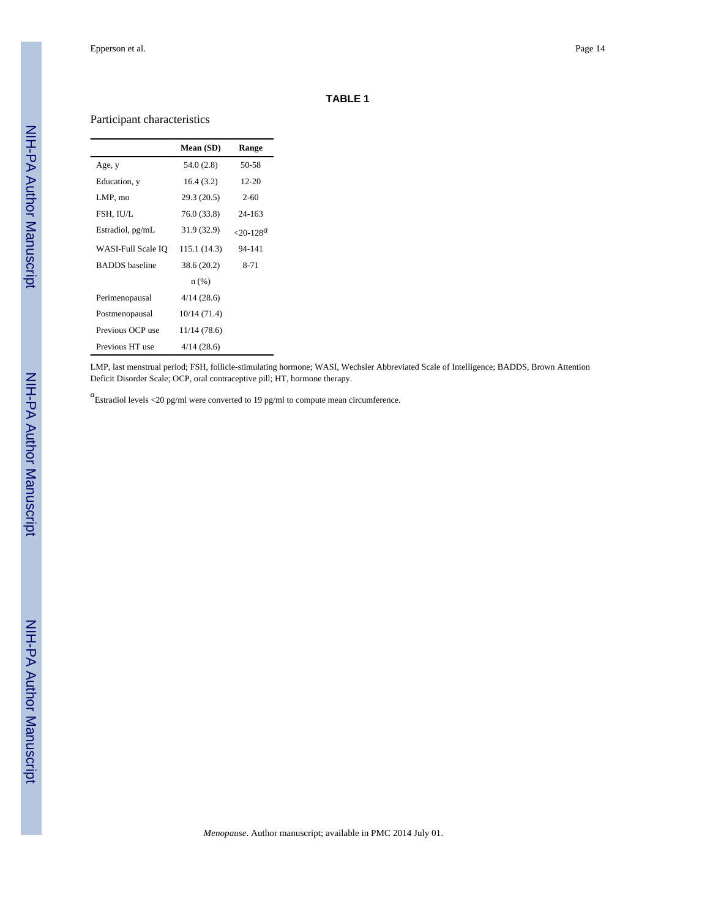**TABLE 1**

Participant characteristics

| | Mean (SD) | Range |
|---|---|---|
| Age, y | 54.0 (2.8) | 50-58 |
| Education, y | 16.4 (3.2) | 12-20 |
| LMP, mo | 29.3 (20.5) | 2-60 |
| FSH, IU/L | 76.0 (33.8) | 24-163 |
| Estradiol, pg/mL | 31.9 (32.9) | <20-128[a] |
| WASI-Full Scale IQ | 115.1 (14.3) | 94-141 |
| BADDS baseline | 38.6 (20.2) | 8-71 |
| | n (%) | |
| Perimenopausal | 4/14 (28.6) | |
| Postmenopausal | 10/14 (71.4) | |
| Previous OCP use | 11/14 (78.6) | |
| Previous HT use | 4/14 (28.6) | |

LMP, last menstrual period; FSH, follicle-stimulating hormone; WASI, Wechsler Abbreviated Scale of Intelligence; BADDS, Brown Attention Deficit Disorder Scale; OCP, oral contraceptive pill; HT, hormone therapy.

[a]Estradiol levels <20 pg/ml were converted to 19 pg/ml to compute mean circumference.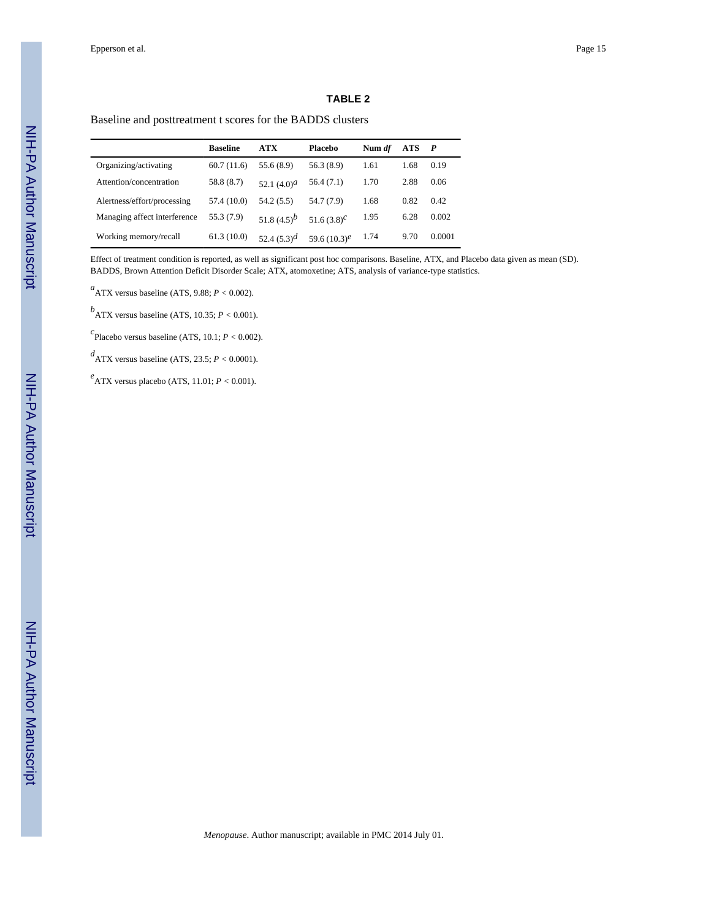**TABLE 2**

Baseline and posttreatment t scores for the BADDS clusters

| | **Baseline** | **ATX** | **Placebo** | **Num *df*** | **ATS** | ***P*** |
|---|---|---|---|---|---|---|
| Organizing/activating | 60.7 (11.6) | 55.6 (8.9) | 56.3 (8.9) | 1.61 | 1.68 | 0.19 |
| Attention/concentration | 58.8 (8.7) | 52.1 (4.0)[a] | 56.4 (7.1) | 1.70 | 2.88 | 0.06 |
| Alertness/effort/processing | 57.4 (10.0) | 54.2 (5.5) | 54.7 (7.9) | 1.68 | 0.82 | 0.42 |
| Managing affect interference | 55.3 (7.9) | 51.8 (4.5)[b] | 51.6 (3.8)[c] | 1.95 | 6.28 | 0.002 |
| Working memory/recall | 61.3 (10.0) | 52.4 (5.3)[d] | 59.6 (10.3)[e] | 1.74 | 9.70 | 0.0001 |

Effect of treatment condition is reported, as well as significant post hoc comparisons. Baseline, ATX, and Placebo data given as mean (SD). BADDS, Brown Attention Deficit Disorder Scale; ATX, atomoxetine; ATS, analysis of variance-type statistics.

[a] ATX versus baseline (ATS, 9.88; $P < 0.002$).

[b] ATX versus baseline (ATS, 10.35; $P < 0.001$).

[c] Placebo versus baseline (ATS, 10.1; $P < 0.002$).

[d] ATX versus baseline (ATS, 23.5; $P < 0.0001$).

[e] ATX versus placebo (ATS, 11.01; $P < 0.001$).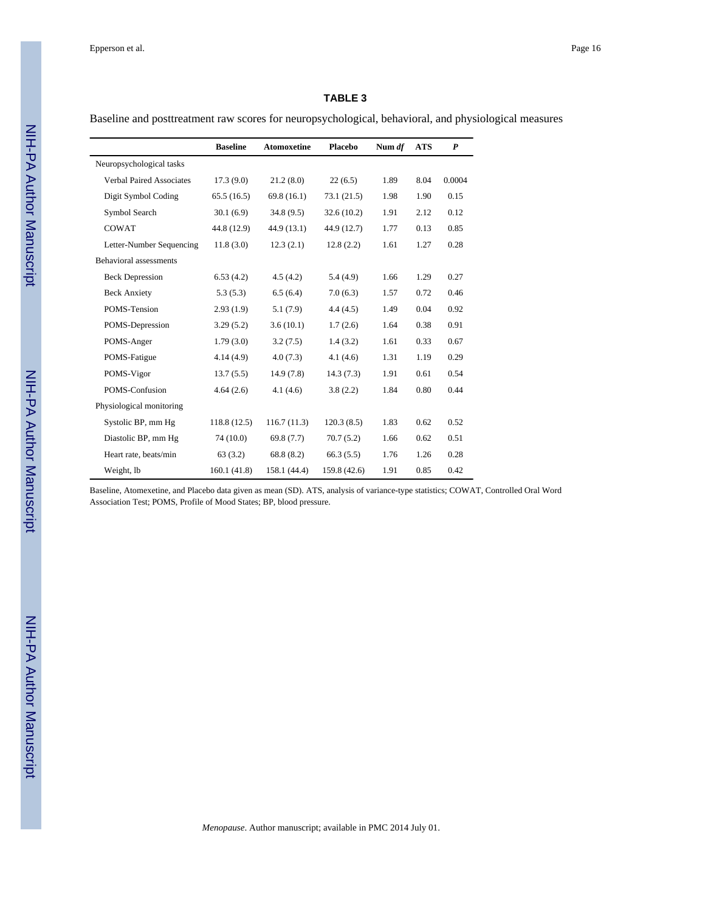### TABLE 3

Baseline and posttreatment raw scores for neuropsychological, behavioral, and physiological measures

| | Baseline | Atomoxetine | Placebo | Num *df* | ATS | *P* |
|---|---|---|---|---|---|---|
| Neuropsychological tasks | | | | | | |
| Verbal Paired Associates | 17.3 (9.0) | 21.2 (8.0) | 22 (6.5) | 1.89 | 8.04 | 0.0004 |
| Digit Symbol Coding | 65.5 (16.5) | 69.8 (16.1) | 73.1 (21.5) | 1.98 | 1.90 | 0.15 |
| Symbol Search | 30.1 (6.9) | 34.8 (9.5) | 32.6 (10.2) | 1.91 | 2.12 | 0.12 |
| COWAT | 44.8 (12.9) | 44.9 (13.1) | 44.9 (12.7) | 1.77 | 0.13 | 0.85 |
| Letter-Number Sequencing | 11.8 (3.0) | 12.3 (2.1) | 12.8 (2.2) | 1.61 | 1.27 | 0.28 |
| Behavioral assessments | | | | | | |
| Beck Depression | 6.53 (4.2) | 4.5 (4.2) | 5.4 (4.9) | 1.66 | 1.29 | 0.27 |
| Beck Anxiety | 5.3 (5.3) | 6.5 (6.4) | 7.0 (6.3) | 1.57 | 0.72 | 0.46 |
| POMS-Tension | 2.93 (1.9) | 5.1 (7.9) | 4.4 (4.5) | 1.49 | 0.04 | 0.92 |
| POMS-Depression | 3.29 (5.2) | 3.6 (10.1) | 1.7 (2.6) | 1.64 | 0.38 | 0.91 |
| POMS-Anger | 1.79 (3.0) | 3.2 (7.5) | 1.4 (3.2) | 1.61 | 0.33 | 0.67 |
| POMS-Fatigue | 4.14 (4.9) | 4.0 (7.3) | 4.1 (4.6) | 1.31 | 1.19 | 0.29 |
| POMS-Vigor | 13.7 (5.5) | 14.9 (7.8) | 14.3 (7.3) | 1.91 | 0.61 | 0.54 |
| POMS-Confusion | 4.64 (2.6) | 4.1 (4.6) | 3.8 (2.2) | 1.84 | 0.80 | 0.44 |
| Physiological monitoring | | | | | | |
| Systolic BP, mm Hg | 118.8 (12.5) | 116.7 (11.3) | 120.3 (8.5) | 1.83 | 0.62 | 0.52 |
| Diastolic BP, mm Hg | 74 (10.0) | 69.8 (7.7) | 70.7 (5.2) | 1.66 | 0.62 | 0.51 |
| Heart rate, beats/min | 63 (3.2) | 68.8 (8.2) | 66.3 (5.5) | 1.76 | 1.26 | 0.28 |
| Weight, lb | 160.1 (41.8) | 158.1 (44.4) | 159.8 (42.6) | 1.91 | 0.85 | 0.42 |

Baseline, Atomexetine, and Placebo data given as mean (SD). ATS, analysis of variance-type statistics; COWAT, Controlled Oral Word Association Test; POMS, Profile of Mood States; BP, blood pressure.